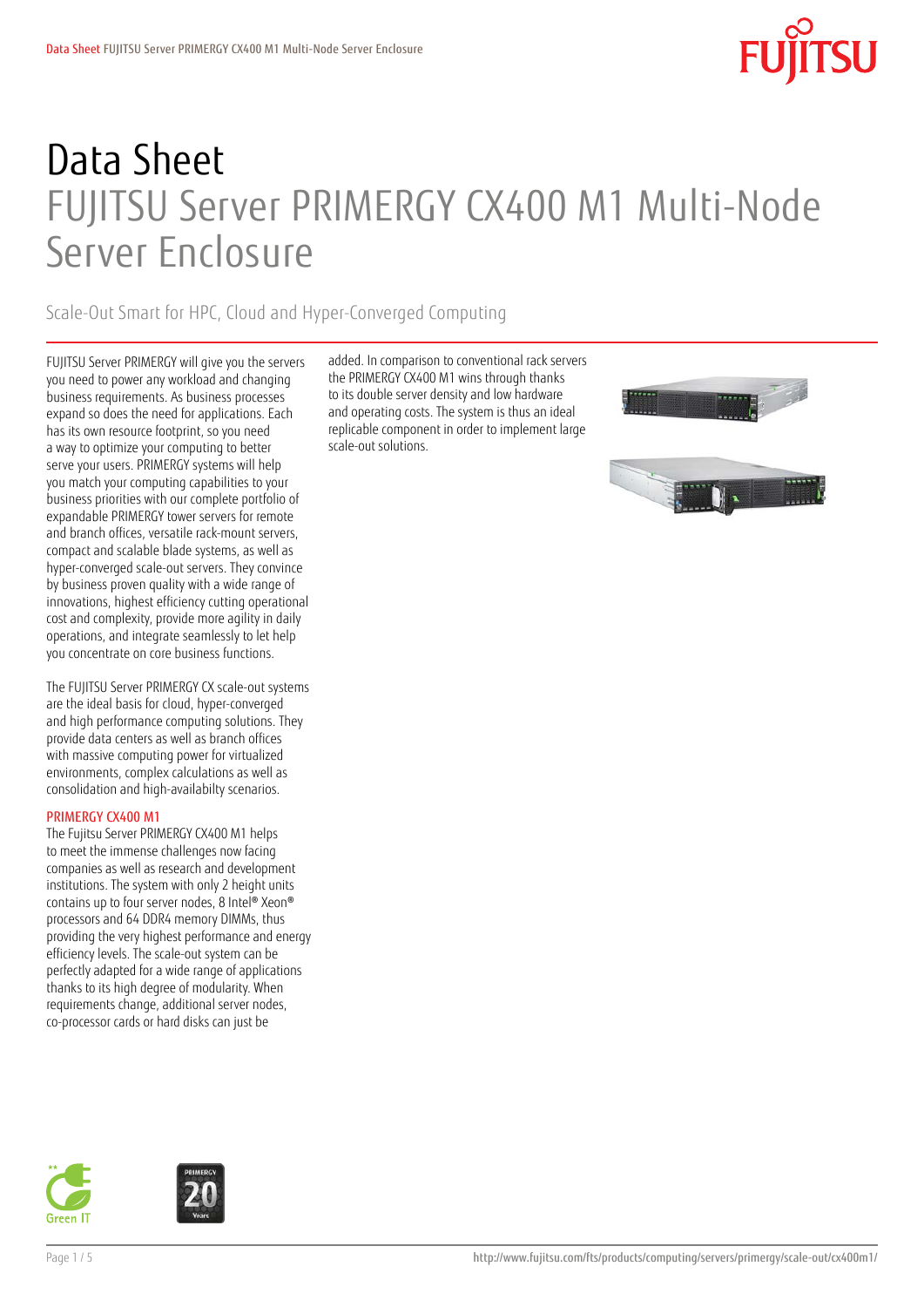# Data Sheet
## FUJITSU Server PRIMERGY CX400 M1 Multi-Node Server Enclosure

Scale-Out Smart for HPC, Cloud and Hyper-Converged Computing

FUJITSU Server PRIMERGY will give you the servers you need to power any workload and changing business requirements. As business processes expand so does the need for applications. Each has its own resource footprint, so you need a way to optimize your computing to better serve your users. PRIMERGY systems will help you match your computing capabilities to your business priorities with our complete portfolio of expandable PRIMERGY tower servers for remote and branch offices, versatile rack-mount servers, compact and scalable blade systems, as well as hyper-converged scale-out servers. They convince by business proven quality with a wide range of innovations, highest efficiency cutting operational cost and complexity, provide more agility in daily operations, and integrate seamlessly to let help you concentrate on core business functions.

The FUJITSU Server PRIMERGY CX scale-out systems are the ideal basis for cloud, hyper-converged and high performance computing solutions. They provide data centers as well as branch offices with massive computing power for virtualized environments, complex calculations as well as consolidation and high-availabilty scenarios.

### PRIMERGY CX400 M1

The Fujitsu Server PRIMERGY CX400 M1 helps to meet the immense challenges now facing companies as well as research and development institutions. The system with only 2 height units contains up to four server nodes, 8 Intel® Xeon® processors and 64 DDR4 memory DIMMs, thus providing the very highest performance and energy efficiency levels. The scale-out system can be perfectly adapted for a wide range of applications thanks to its high degree of modularity. When requirements change, additional server nodes, co-processor cards or hard disks can just be added. In comparison to conventional rack servers the PRIMERGY CX400 M1 wins through thanks to its double server density and low hardware and operating costs. The system is thus an ideal replicable component in order to implement large scale-out solutions.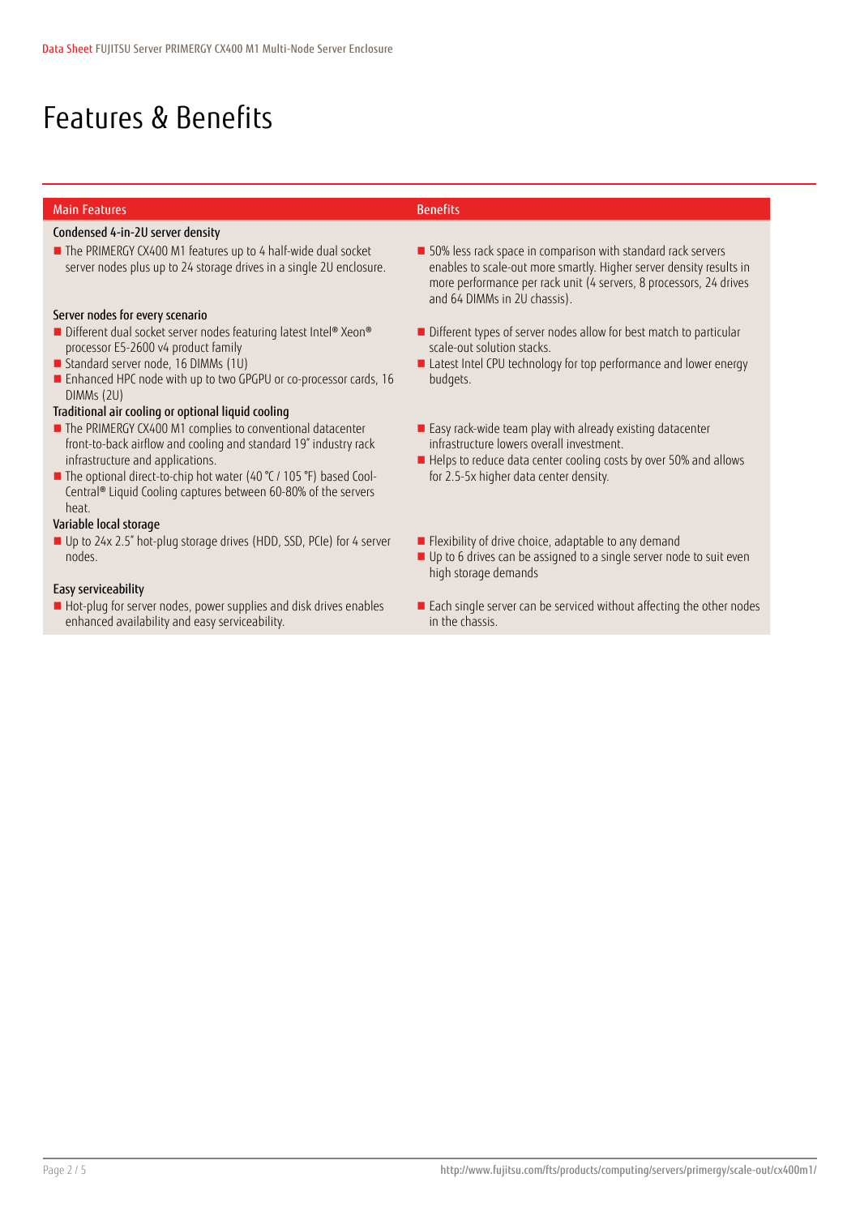# Features & Benefits

| Main Features | Benefits |
|---|---|
| **Condensed 4-in-2U server density** | |
| ■ The PRIMERGY CX400 M1 features up to 4 half-wide dual socket server nodes plus up to 24 storage drives in a single 2U enclosure. | ■ 50% less rack space in comparison with standard rack servers enables to scale-out more smartly. Higher server density results in more performance per rack unit (4 servers, 8 processors, 24 drives and 64 DIMMs in 2U chassis). |
| **Server nodes for every scenario** | |
| ■ Different dual socket server nodes featuring latest Intel® Xeon® processor E5-2600 v4 product family<br>■ Standard server node, 16 DIMMs (1U)<br>■ Enhanced HPC node with up to two GPGPU or co-processor cards, 16 DIMMs (2U) | ■ Different types of server nodes allow for best match to particular scale-out solution stacks.<br>■ Latest Intel CPU technology for top performance and lower energy budgets. |
| **Traditional air cooling or optional liquid cooling** | |
| ■ The PRIMERGY CX400 M1 complies to conventional datacenter front-to-back airflow and cooling and standard 19" industry rack infrastructure and applications.<br>■ The optional direct-to-chip hot water (40 °C / 105 °F) based Cool-Central® Liquid Cooling captures between 60-80% of the servers heat. | ■ Easy rack-wide team play with already existing datacenter infrastructure lowers overall investment.<br>■ Helps to reduce data center cooling costs by over 50% and allows for 2.5-5x higher data center density. |
| **Variable local storage** | |
| ■ Up to 24x 2.5" hot-plug storage drives (HDD, SSD, PCIe) for 4 server nodes. | ■ Flexibility of drive choice, adaptable to any demand<br>■ Up to 6 drives can be assigned to a single server node to suit even high storage demands |
| **Easy serviceability** | |
| ■ Hot-plug for server nodes, power supplies and disk drives enables enhanced availability and easy serviceability. | ■ Each single server can be serviced without affecting the other nodes in the chassis. |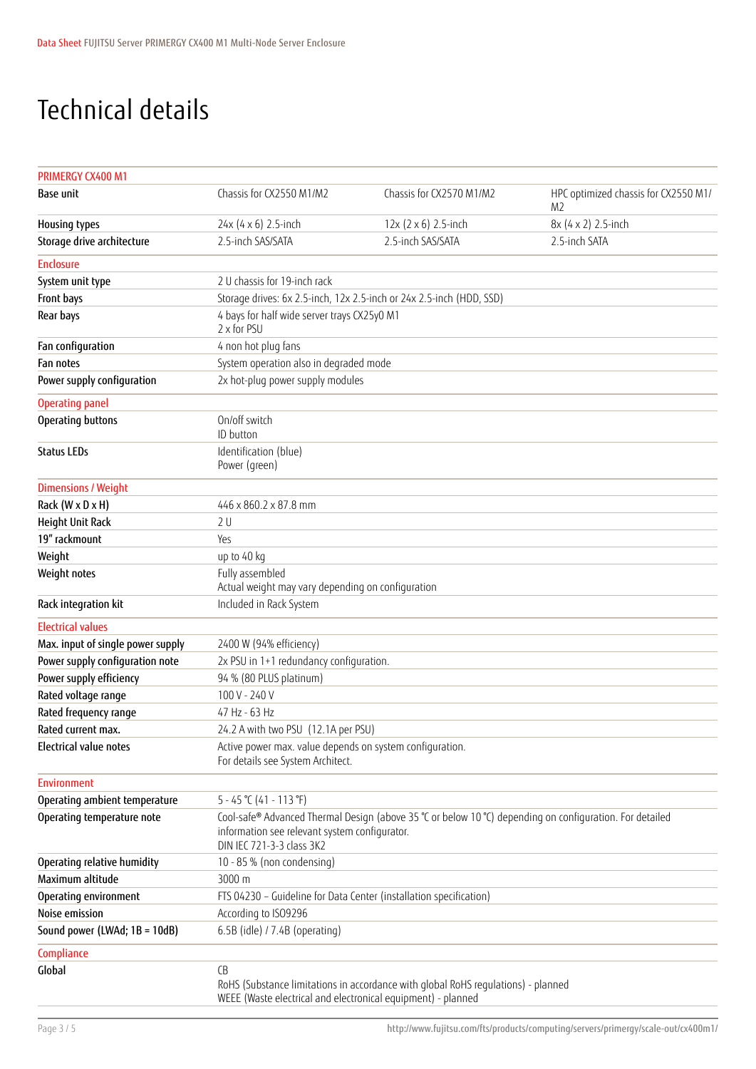# Technical details

| PRIMERGY CX400 M1 | | | |
|---|---|---|---|
| Base unit | Chassis for CX2550 M1/M2 | Chassis for CX2570 M1/M2 | HPC optimized chassis for CX2550 M1/ M2 |
| Housing types | 24x (4 x 6) 2.5-inch | 12x (2 x 6) 2.5-inch | 8x (4 x 2) 2.5-inch |
| Storage drive architecture | 2.5-inch SAS/SATA | 2.5-inch SAS/SATA | 2.5-inch SATA |

| Enclosure | |
|---|---|
| System unit type | 2 U chassis for 19-inch rack |
| Front bays | Storage drives: 6x 2.5-inch, 12x 2.5-inch or 24x 2.5-inch (HDD, SSD) |
| Rear bays | 4 bays for half wide server trays CX25y0 M1<br>2 x for PSU |
| Fan configuration | 4 non hot plug fans |
| Fan notes | System operation also in degraded mode |
| Power supply configuration | 2x hot-plug power supply modules |
| **Operating panel** | |
| Operating buttons | On/off switch<br>ID button |
| Status LEDs | Identification (blue)<br>Power (green) |
| **Dimensions / Weight** | |
| Rack (W x D x H) | 446 x 860.2 x 87.8 mm |
| Height Unit Rack | 2 U |
| 19" rackmount | Yes |
| Weight | up to 40 kg |
| Weight notes | Fully assembled<br>Actual weight may vary depending on configuration |
| Rack integration kit | Included in Rack System |
| **Electrical values** | |
| Max. input of single power supply | 2400 W (94% efficiency) |
| Power supply configuration note | 2x PSU in 1+1 redundancy configuration. |
| Power supply efficiency | 94 % (80 PLUS platinum) |
| Rated voltage range | 100 V - 240 V |
| Rated frequency range | 47 Hz - 63 Hz |
| Rated current max. | 24.2 A with two PSU (12.1A per PSU) |
| Electrical value notes | Active power max. value depends on system configuration.<br>For details see System Architect. |
| **Environment** | |
| Operating ambient temperature | 5 - 45 °C (41 - 113 °F) |
| Operating temperature note | Cool-safe® Advanced Thermal Design (above 35 °C or below 10 °C) depending on configuration. For detailed information see relevant system configurator.<br>DIN IEC 721-3-3 class 3K2 |
| Operating relative humidity | 10 - 85 % (non condensing) |
| Maximum altitude | 3000 m |
| Operating environment | FTS 04230 – Guideline for Data Center (installation specification) |
| Noise emission | According to ISO9296 |
| Sound power (LWAd; 1B = 10dB) | 6.5B (idle) / 7.4B (operating) |
| **Compliance** | |
| Global | CB<br>RoHS (Substance limitations in accordance with global RoHS regulations) - planned<br>WEEE (Waste electrical and electronical equipment) - planned |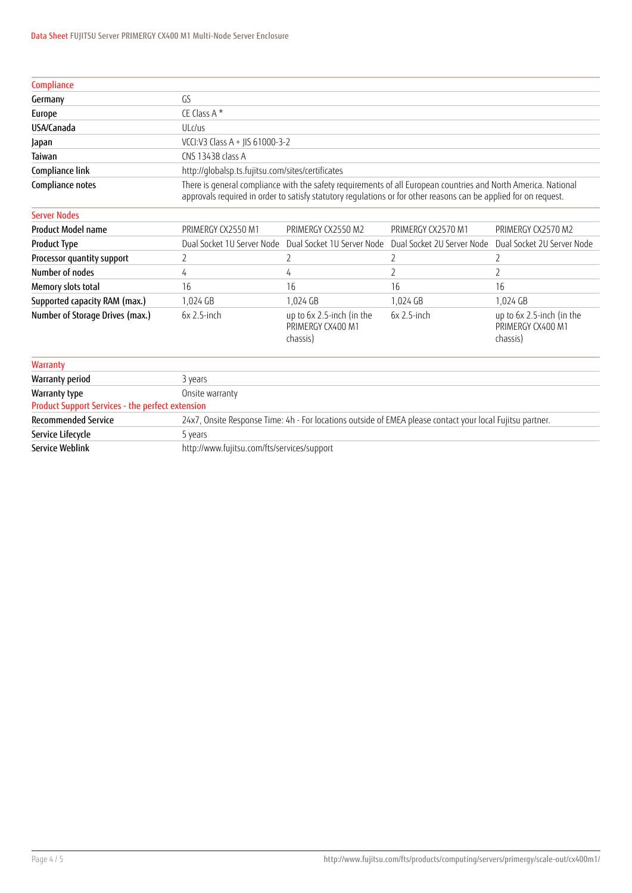## Compliance

| | |
|---|---|
| Germany | GS |
| Europe | CE Class A * |
| USA/Canada | ULc/us |
| Japan | VCCI:V3 Class A + JIS 61000-3-2 |
| Taiwan | CNS 13438 class A |
| Compliance link | http://globalsp.ts.fujitsu.com/sites/certificates |
| Compliance notes | There is general compliance with the safety requirements of all European countries and North America. National approvals required in order to satisfy statutory regulations or for other reasons can be applied for on request. |

## Server Nodes

| | | | | |
|---|---|---|---|---|
| Product Model name | PRIMERGY CX2550 M1 | PRIMERGY CX2550 M2 | PRIMERGY CX2570 M1 | PRIMERGY CX2570 M2 |
| Product Type | Dual Socket 1U Server Node | Dual Socket 1U Server Node | Dual Socket 2U Server Node | Dual Socket 2U Server Node |
| Processor quantity support | 2 | 2 | 2 | 2 |
| Number of nodes | 4 | 4 | 2 | 2 |
| Memory slots total | 16 | 16 | 16 | 16 |
| Supported capacity RAM (max.) | 1,024 GB | 1,024 GB | 1,024 GB | 1,024 GB |
| Number of Storage Drives (max.) | 6x 2.5-inch | up to 6x 2.5-inch (in the PRIMERGY CX400 M1 chassis) | 6x 2.5-inch | up to 6x 2.5-inch (in the PRIMERGY CX400 M1 chassis) |

## Warranty

| | |
|---|---|
| Warranty period | 3 years |
| Warranty type | Onsite warranty |

## Product Support Services - the perfect extension

| | |
|---|---|
| Recommended Service | 24x7, Onsite Response Time: 4h - For locations outside of EMEA please contact your local Fujitsu partner. |
| Service Lifecycle | 5 years |
| Service Weblink | http://www.fujitsu.com/fts/services/support |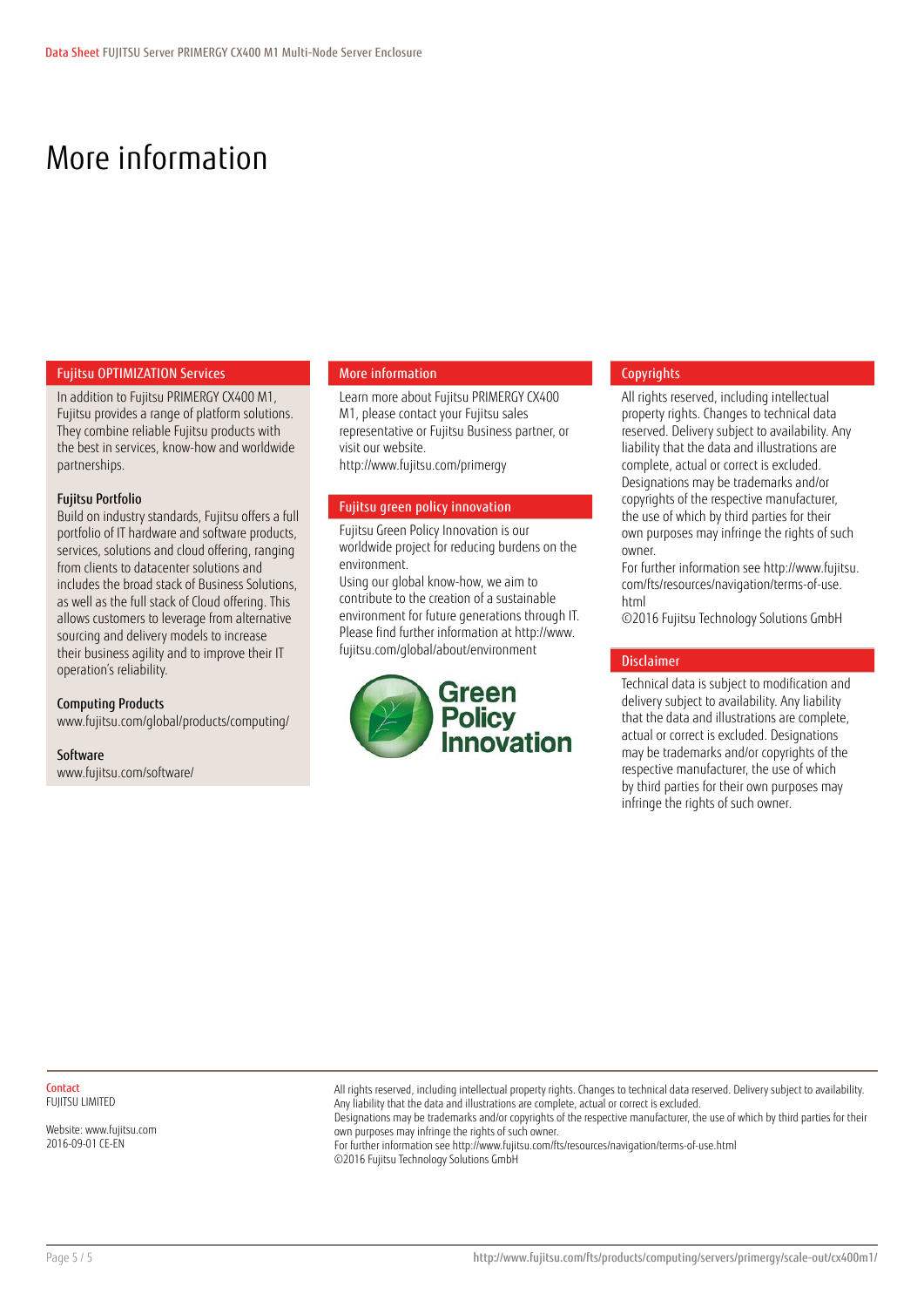# More information

## Fujitsu OPTIMIZATION Services

In addition to Fujitsu PRIMERGY CX400 M1, Fujitsu provides a range of platform solutions. They combine reliable Fujitsu products with the best in services, know-how and worldwide partnerships.

### Fujitsu Portfolio

Build on industry standards, Fujitsu offers a full portfolio of IT hardware and software products, services, solutions and cloud offering, ranging from clients to datacenter solutions and includes the broad stack of Business Solutions, as well as the full stack of Cloud offering. This allows customers to leverage from alternative sourcing and delivery models to increase their business agility and to improve their IT operation's reliability.

### Computing Products

www.fujitsu.com/global/products/computing/

### Software

www.fujitsu.com/software/

## More information

Learn more about Fujitsu PRIMERGY CX400 M1, please contact your Fujitsu sales representative or Fujitsu Business partner, or visit our website.
http://www.fujitsu.com/primergy

## Fujitsu green policy innovation

Fujitsu Green Policy Innovation is our worldwide project for reducing burdens on the environment.
Using our global know-how, we aim to contribute to the creation of a sustainable environment for future generations through IT.
Please find further information at http://www.fujitsu.com/global/about/environment

Green Policy Innovation

## Copyrights

All rights reserved, including intellectual property rights. Changes to technical data reserved. Delivery subject to availability. Any liability that the data and illustrations are complete, actual or correct is excluded. Designations may be trademarks and/or copyrights of the respective manufacturer, the use of which by third parties for their own purposes may infringe the rights of such owner.
For further information see http://www.fujitsu.com/fts/resources/navigation/terms-of-use.html
©2016 Fujitsu Technology Solutions GmbH

## Disclaimer

Technical data is subject to modification and delivery subject to availability. Any liability that the data and illustrations are complete, actual or correct is excluded. Designations may be trademarks and/or copyrights of the respective manufacturer, the use of which by third parties for their own purposes may infringe the rights of such owner.

**Contact**
FUJITSU LIMITED

Website: www.fujitsu.com
2016-09-01 CE-EN

All rights reserved, including intellectual property rights. Changes to technical data reserved. Delivery subject to availability. Any liability that the data and illustrations are complete, actual or correct is excluded.
Designations may be trademarks and/or copyrights of the respective manufacturer, the use of which by third parties for their own purposes may infringe the rights of such owner.
For further information see http://www.fujitsu.com/fts/resources/navigation/terms-of-use.html
©2016 Fujitsu Technology Solutions GmbH